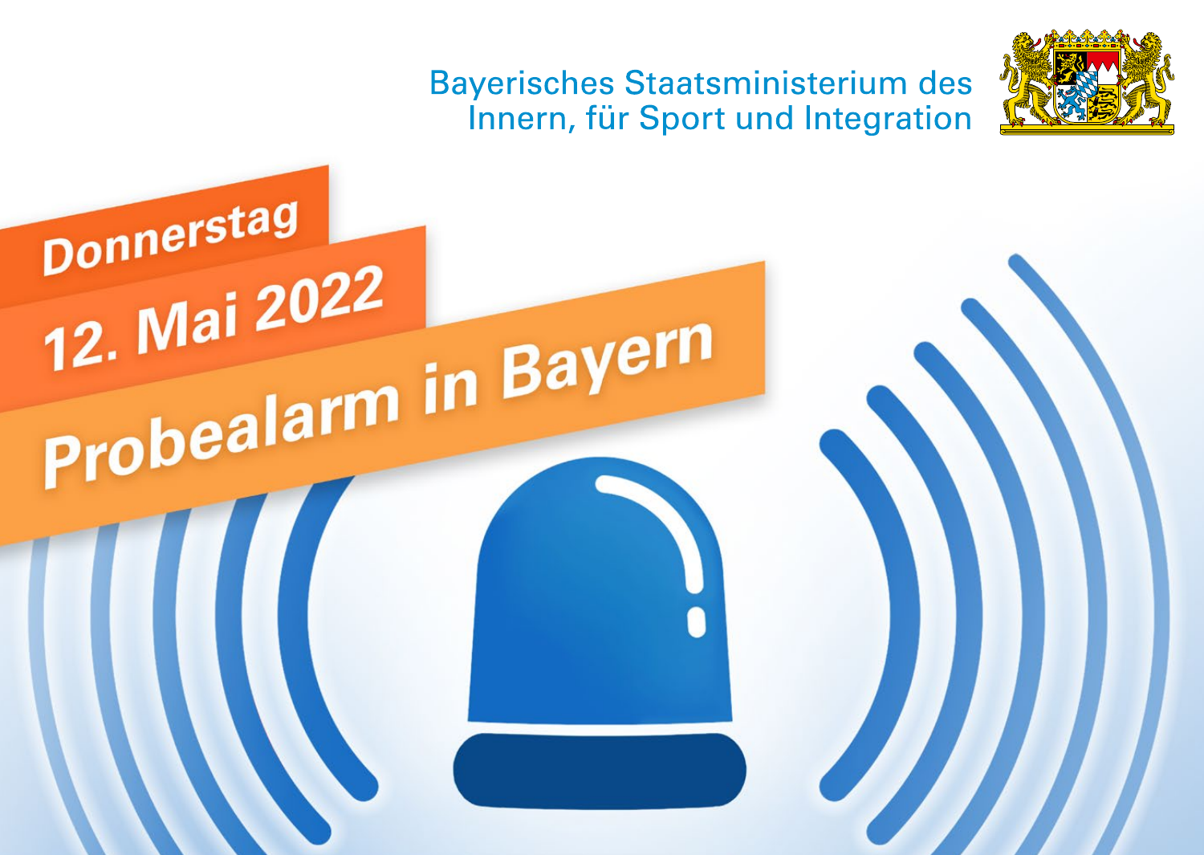Bayerisches Staatsministerium des Innern, für Sport und Integration

**Donnerstag**

**12. Mai 2022**

# Probealarm in Bayern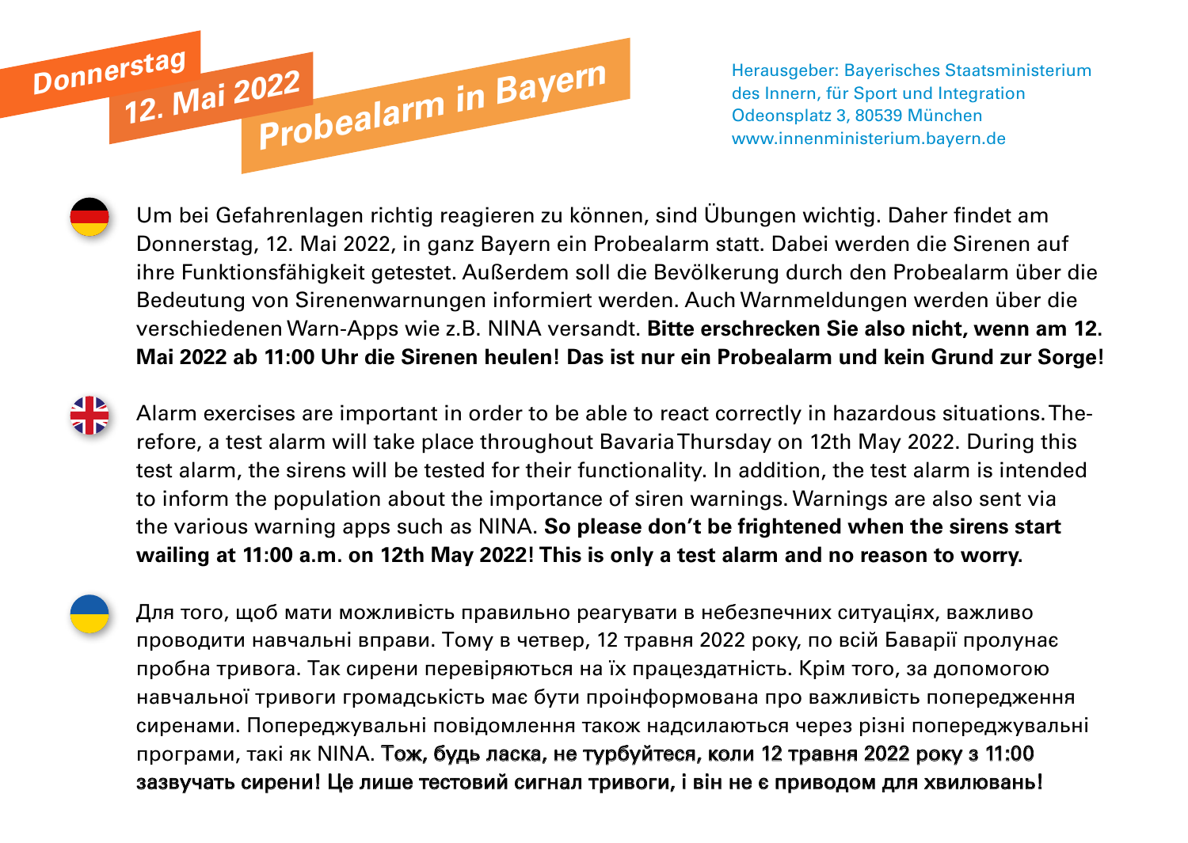# Donnerstag 12. Mai 2022 Probealarm in Bayern

Herausgeber: Bayerisches Staatsministerium des Innern, für Sport und Integration
Odeonsplatz 3, 80539 München
www.innenministerium.bayern.de

Um bei Gefahrenlagen richtig reagieren zu können, sind Übungen wichtig. Daher findet am Donnerstag, 12. Mai 2022, in ganz Bayern ein Probealarm statt. Dabei werden die Sirenen auf ihre Funktionsfähigkeit getestet. Außerdem soll die Bevölkerung durch den Probealarm über die Bedeutung von Sirenenwarnungen informiert werden. Auch Warnmeldungen werden über die verschiedenen Warn-Apps wie z.B. NINA versandt. **Bitte erschrecken Sie also nicht, wenn am 12. Mai 2022 ab 11:00 Uhr die Sirenen heulen! Das ist nur ein Probealarm und kein Grund zur Sorge!**

Alarm exercises are important in order to be able to react correctly in hazardous situations. Therefore, a test alarm will take place throughout Bavaria Thursday on 12th May 2022. During this test alarm, the sirens will be tested for their functionality. In addition, the test alarm is intended to inform the population about the importance of siren warnings. Warnings are also sent via the various warning apps such as NINA. **So please don't be frightened when the sirens start wailing at 11:00 a.m. on 12th May 2022! This is only a test alarm and no reason to worry.**

Для того, щоб мати можливість правильно реагувати в небезпечних ситуаціях, важливо проводити навчальні вправи. Тому в четвер, 12 травня 2022 року, по всій Баварії пролунає пробна тривога. Так сирени перевіряються на їх працездатність. Крім того, за допомогою навчальної тривоги громадськість має бути проінформована про важливість попередження сиренами. Попереджувальні повідомлення також надсилаються через різні попереджувальні програми, такі як NINA. **Тож, будь ласка, не турбуйтеся, коли 12 травня 2022 року з 11:00 зазвучать сирени! Це лише тестовий сигнал тривоги, і він не є приводом для хвилювань!**